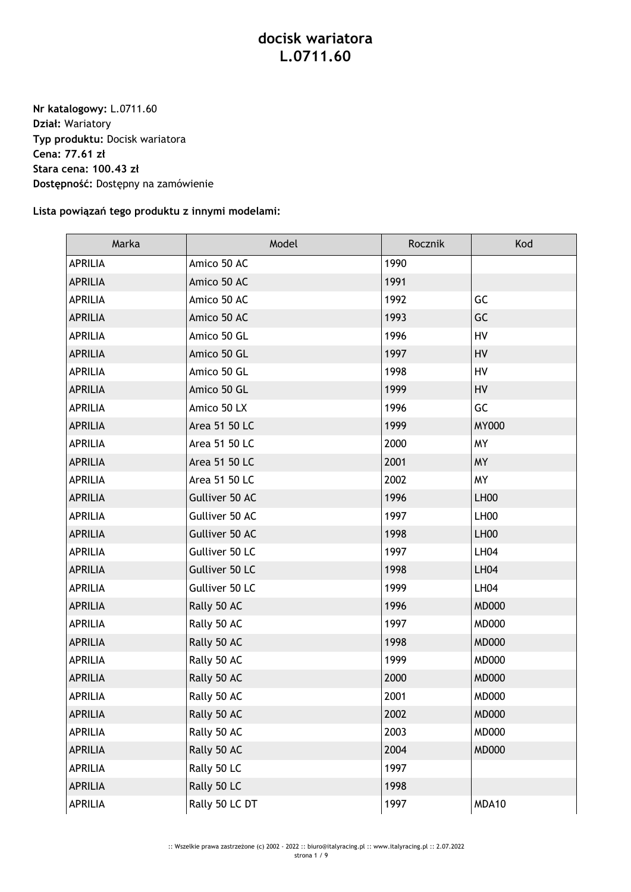# docisk wariatora
# L.0711.60

**Nr katalogowy:** L.0711.60
**Dział:** Wariatory
**Typ produktu:** Docisk wariatora
**Cena: 77.61 zł**
**Stara cena: 100.43 zł**
**Dostępność:** Dostępny na zamówienie

**Lista powiązań tego produktu z innymi modelami:**

| Marka | Model | Rocznik | Kod |
|---|---|---|---|
| APRILIA | Amico 50 AC | 1990 | |
| APRILIA | Amico 50 AC | 1991 | |
| APRILIA | Amico 50 AC | 1992 | GC |
| APRILIA | Amico 50 AC | 1993 | GC |
| APRILIA | Amico 50 GL | 1996 | HV |
| APRILIA | Amico 50 GL | 1997 | HV |
| APRILIA | Amico 50 GL | 1998 | HV |
| APRILIA | Amico 50 GL | 1999 | HV |
| APRILIA | Amico 50 LX | 1996 | GC |
| APRILIA | Area 51 50 LC | 1999 | MY000 |
| APRILIA | Area 51 50 LC | 2000 | MY |
| APRILIA | Area 51 50 LC | 2001 | MY |
| APRILIA | Area 51 50 LC | 2002 | MY |
| APRILIA | Gulliver 50 AC | 1996 | LH00 |
| APRILIA | Gulliver 50 AC | 1997 | LH00 |
| APRILIA | Gulliver 50 AC | 1998 | LH00 |
| APRILIA | Gulliver 50 LC | 1997 | LH04 |
| APRILIA | Gulliver 50 LC | 1998 | LH04 |
| APRILIA | Gulliver 50 LC | 1999 | LH04 |
| APRILIA | Rally 50 AC | 1996 | MD000 |
| APRILIA | Rally 50 AC | 1997 | MD000 |
| APRILIA | Rally 50 AC | 1998 | MD000 |
| APRILIA | Rally 50 AC | 1999 | MD000 |
| APRILIA | Rally 50 AC | 2000 | MD000 |
| APRILIA | Rally 50 AC | 2001 | MD000 |
| APRILIA | Rally 50 AC | 2002 | MD000 |
| APRILIA | Rally 50 AC | 2003 | MD000 |
| APRILIA | Rally 50 AC | 2004 | MD000 |
| APRILIA | Rally 50 LC | 1997 | |
| APRILIA | Rally 50 LC | 1998 | |
| APRILIA | Rally 50 LC DT | 1997 | MDA10 |

:: Wszelkie prawa zastrzeżone (c) 2002 - 2022 :: biuro@italyracing.pl :: www.italyracing.pl :: 2.07.2022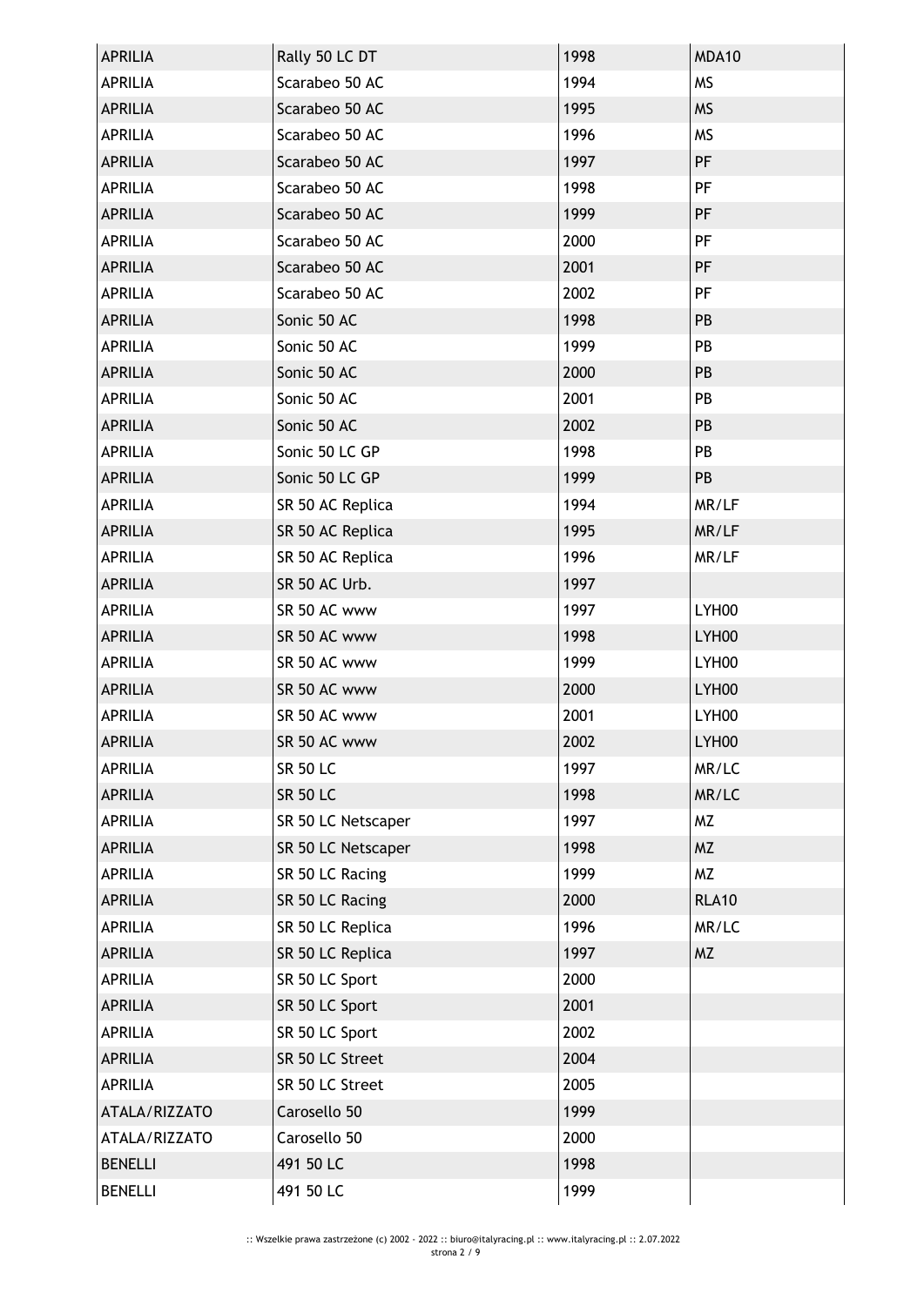| APRILIA | Rally 50 LC DT | 1998 | MDA10 |
|---|---|---|---|
| APRILIA | Scarabeo 50 AC | 1994 | MS |
| APRILIA | Scarabeo 50 AC | 1995 | MS |
| APRILIA | Scarabeo 50 AC | 1996 | MS |
| APRILIA | Scarabeo 50 AC | 1997 | PF |
| APRILIA | Scarabeo 50 AC | 1998 | PF |
| APRILIA | Scarabeo 50 AC | 1999 | PF |
| APRILIA | Scarabeo 50 AC | 2000 | PF |
| APRILIA | Scarabeo 50 AC | 2001 | PF |
| APRILIA | Scarabeo 50 AC | 2002 | PF |
| APRILIA | Sonic 50 AC | 1998 | PB |
| APRILIA | Sonic 50 AC | 1999 | PB |
| APRILIA | Sonic 50 AC | 2000 | PB |
| APRILIA | Sonic 50 AC | 2001 | PB |
| APRILIA | Sonic 50 AC | 2002 | PB |
| APRILIA | Sonic 50 LC GP | 1998 | PB |
| APRILIA | Sonic 50 LC GP | 1999 | PB |
| APRILIA | SR 50 AC Replica | 1994 | MR/LF |
| APRILIA | SR 50 AC Replica | 1995 | MR/LF |
| APRILIA | SR 50 AC Replica | 1996 | MR/LF |
| APRILIA | SR 50 AC Urb. | 1997 | |
| APRILIA | SR 50 AC www | 1997 | LYH00 |
| APRILIA | SR 50 AC www | 1998 | LYH00 |
| APRILIA | SR 50 AC www | 1999 | LYH00 |
| APRILIA | SR 50 AC www | 2000 | LYH00 |
| APRILIA | SR 50 AC www | 2001 | LYH00 |
| APRILIA | SR 50 AC www | 2002 | LYH00 |
| APRILIA | SR 50 LC | 1997 | MR/LC |
| APRILIA | SR 50 LC | 1998 | MR/LC |
| APRILIA | SR 50 LC Netscaper | 1997 | MZ |
| APRILIA | SR 50 LC Netscaper | 1998 | MZ |
| APRILIA | SR 50 LC Racing | 1999 | MZ |
| APRILIA | SR 50 LC Racing | 2000 | RLA10 |
| APRILIA | SR 50 LC Replica | 1996 | MR/LC |
| APRILIA | SR 50 LC Replica | 1997 | MZ |
| APRILIA | SR 50 LC Sport | 2000 | |
| APRILIA | SR 50 LC Sport | 2001 | |
| APRILIA | SR 50 LC Sport | 2002 | |
| APRILIA | SR 50 LC Street | 2004 | |
| APRILIA | SR 50 LC Street | 2005 | |
| ATALA/RIZZATO | Carosello 50 | 1999 | |
| ATALA/RIZZATO | Carosello 50 | 2000 | |
| BENELLI | 491 50 LC | 1998 | |
| BENELLI | 491 50 LC | 1999 | |

:: Wszelkie prawa zastrzeżone (c) 2002 - 2022 :: biuro@italyracing.pl :: www.italyracing.pl :: 2.07.2022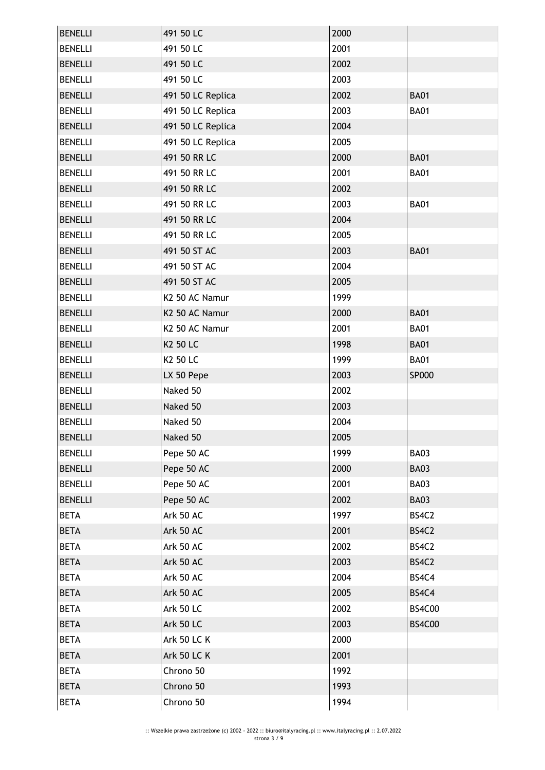| | | | |
|---|---|---|---|
| BENELLI | 491 50 LC | 2000 | |
| BENELLI | 491 50 LC | 2001 | |
| BENELLI | 491 50 LC | 2002 | |
| BENELLI | 491 50 LC | 2003 | |
| BENELLI | 491 50 LC Replica | 2002 | **BA01** |
| BENELLI | 491 50 LC Replica | 2003 | **BA01** |
| BENELLI | 491 50 LC Replica | 2004 | |
| BENELLI | 491 50 LC Replica | 2005 | |
| BENELLI | 491 50 RR LC | 2000 | **BA01** |
| BENELLI | 491 50 RR LC | 2001 | **BA01** |
| BENELLI | 491 50 RR LC | 2002 | |
| BENELLI | 491 50 RR LC | 2003 | **BA01** |
| BENELLI | 491 50 RR LC | 2004 | |
| BENELLI | 491 50 RR LC | 2005 | |
| BENELLI | 491 50 ST AC | 2003 | **BA01** |
| BENELLI | 491 50 ST AC | 2004 | |
| BENELLI | 491 50 ST AC | 2005 | |
| BENELLI | K2 50 AC Namur | 1999 | |
| BENELLI | K2 50 AC Namur | 2000 | **BA01** |
| BENELLI | K2 50 AC Namur | 2001 | **BA01** |
| BENELLI | K2 50 LC | 1998 | **BA01** |
| BENELLI | K2 50 LC | 1999 | **BA01** |
| BENELLI | LX 50 Pepe | 2003 | **SP000** |
| BENELLI | Naked 50 | 2002 | |
| BENELLI | Naked 50 | 2003 | |
| BENELLI | Naked 50 | 2004 | |
| BENELLI | Naked 50 | 2005 | |
| BENELLI | Pepe 50 AC | 1999 | **BA03** |
| BENELLI | Pepe 50 AC | 2000 | **BA03** |
| BENELLI | Pepe 50 AC | 2001 | **BA03** |
| BENELLI | Pepe 50 AC | 2002 | **BA03** |
| BETA | Ark 50 AC | 1997 | **BS4C2** |
| BETA | Ark 50 AC | 2001 | **BS4C2** |
| BETA | Ark 50 AC | 2002 | **BS4C2** |
| BETA | Ark 50 AC | 2003 | **BS4C2** |
| BETA | Ark 50 AC | 2004 | **BS4C4** |
| BETA | Ark 50 AC | 2005 | **BS4C4** |
| BETA | Ark 50 LC | 2002 | **BS4C00** |
| BETA | Ark 50 LC | 2003 | **BS4C00** |
| BETA | Ark 50 LC K | 2000 | |
| BETA | Ark 50 LC K | 2001 | |
| BETA | Chrono 50 | 1992 | |
| BETA | Chrono 50 | 1993 | |
| BETA | Chrono 50 | 1994 | |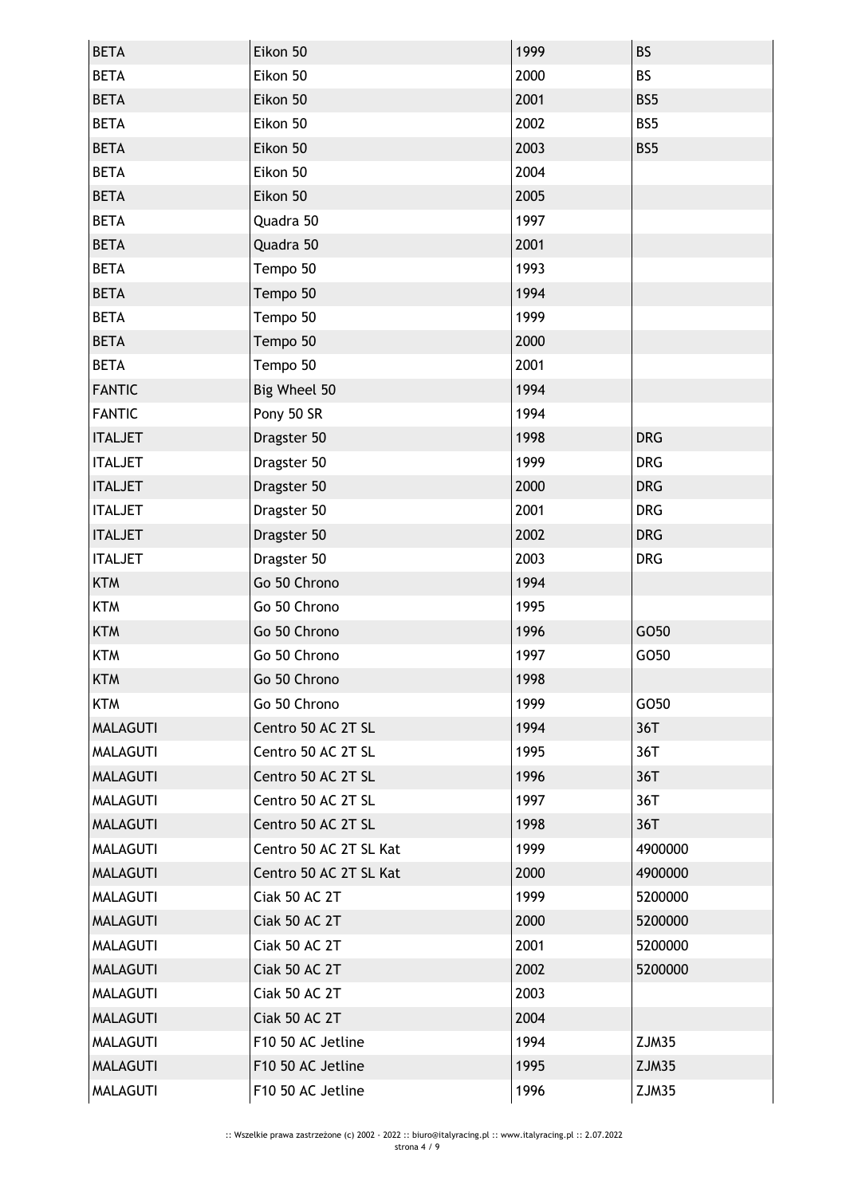| BETA | Eikon 50 | 1999 | BS |
|---|---|---|---|
| BETA | Eikon 50 | 2000 | BS |
| BETA | Eikon 50 | 2001 | BS5 |
| BETA | Eikon 50 | 2002 | BS5 |
| BETA | Eikon 50 | 2003 | BS5 |
| BETA | Eikon 50 | 2004 | |
| BETA | Eikon 50 | 2005 | |
| BETA | Quadra 50 | 1997 | |
| BETA | Quadra 50 | 2001 | |
| BETA | Tempo 50 | 1993 | |
| BETA | Tempo 50 | 1994 | |
| BETA | Tempo 50 | 1999 | |
| BETA | Tempo 50 | 2000 | |
| BETA | Tempo 50 | 2001 | |
| FANTIC | Big Wheel 50 | 1994 | |
| FANTIC | Pony 50 SR | 1994 | |
| ITALJET | Dragster 50 | 1998 | DRG |
| ITALJET | Dragster 50 | 1999 | DRG |
| ITALJET | Dragster 50 | 2000 | DRG |
| ITALJET | Dragster 50 | 2001 | DRG |
| ITALJET | Dragster 50 | 2002 | DRG |
| ITALJET | Dragster 50 | 2003 | DRG |
| KTM | Go 50 Chrono | 1994 | |
| KTM | Go 50 Chrono | 1995 | |
| KTM | Go 50 Chrono | 1996 | GO50 |
| KTM | Go 50 Chrono | 1997 | GO50 |
| KTM | Go 50 Chrono | 1998 | |
| KTM | Go 50 Chrono | 1999 | GO50 |
| MALAGUTI | Centro 50 AC 2T SL | 1994 | 36T |
| MALAGUTI | Centro 50 AC 2T SL | 1995 | 36T |
| MALAGUTI | Centro 50 AC 2T SL | 1996 | 36T |
| MALAGUTI | Centro 50 AC 2T SL | 1997 | 36T |
| MALAGUTI | Centro 50 AC 2T SL | 1998 | 36T |
| MALAGUTI | Centro 50 AC 2T SL Kat | 1999 | 4900000 |
| MALAGUTI | Centro 50 AC 2T SL Kat | 2000 | 4900000 |
| MALAGUTI | Ciak 50 AC 2T | 1999 | 5200000 |
| MALAGUTI | Ciak 50 AC 2T | 2000 | 5200000 |
| MALAGUTI | Ciak 50 AC 2T | 2001 | 5200000 |
| MALAGUTI | Ciak 50 AC 2T | 2002 | 5200000 |
| MALAGUTI | Ciak 50 AC 2T | 2003 | |
| MALAGUTI | Ciak 50 AC 2T | 2004 | |
| MALAGUTI | F10 50 AC Jetline | 1994 | ZJM35 |
| MALAGUTI | F10 50 AC Jetline | 1995 | ZJM35 |
| MALAGUTI | F10 50 AC Jetline | 1996 | ZJM35 |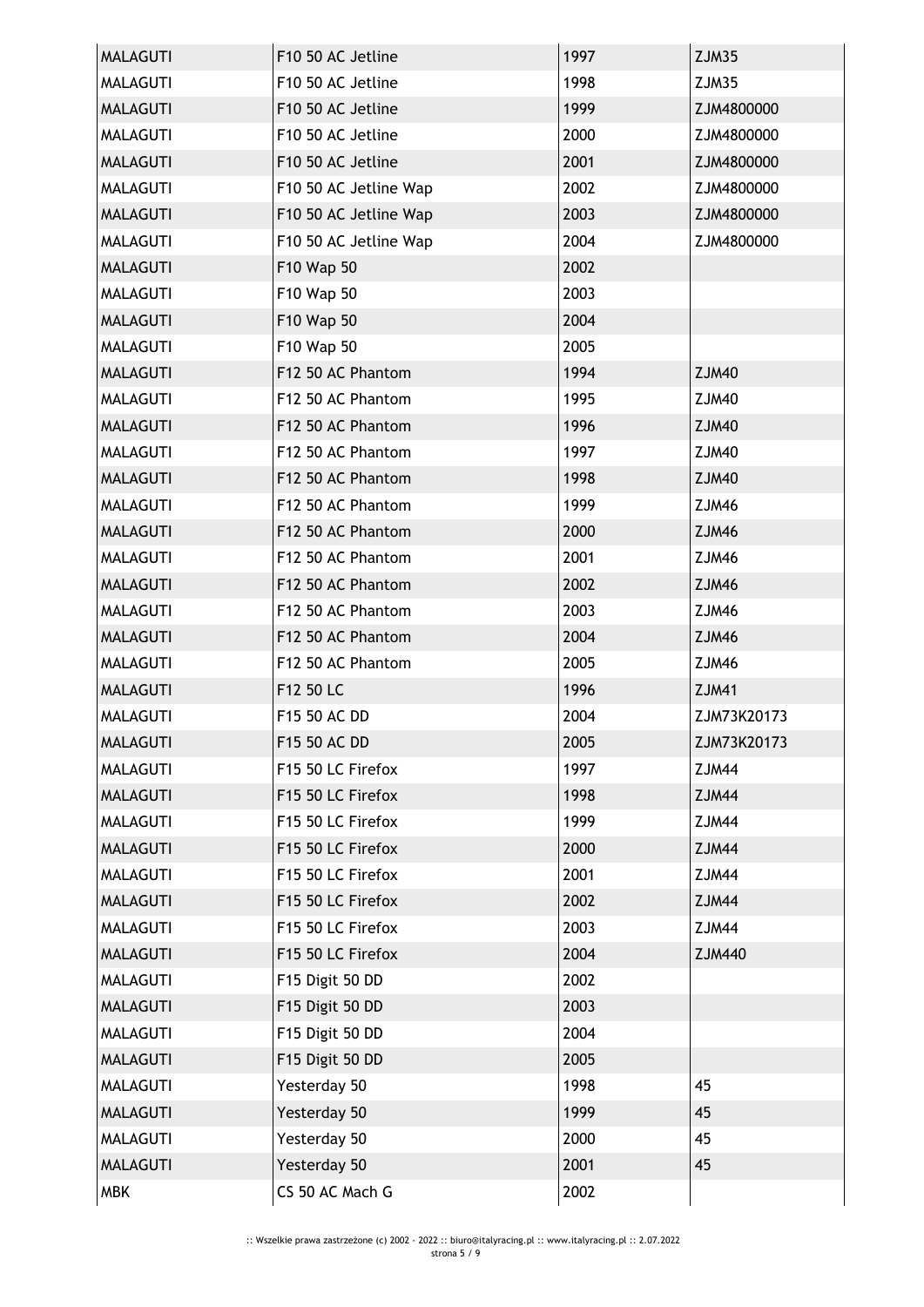| MALAGUTI | F10 50 AC Jetline | 1997 | ZJM35 |
|---|---|---|---|
| MALAGUTI | F10 50 AC Jetline | 1998 | ZJM35 |
| MALAGUTI | F10 50 AC Jetline | 1999 | ZJM4800000 |
| MALAGUTI | F10 50 AC Jetline | 2000 | ZJM4800000 |
| MALAGUTI | F10 50 AC Jetline | 2001 | ZJM4800000 |
| MALAGUTI | F10 50 AC Jetline Wap | 2002 | ZJM4800000 |
| MALAGUTI | F10 50 AC Jetline Wap | 2003 | ZJM4800000 |
| MALAGUTI | F10 50 AC Jetline Wap | 2004 | ZJM4800000 |
| MALAGUTI | F10 Wap 50 | 2002 | |
| MALAGUTI | F10 Wap 50 | 2003 | |
| MALAGUTI | F10 Wap 50 | 2004 | |
| MALAGUTI | F10 Wap 50 | 2005 | |
| MALAGUTI | F12 50 AC Phantom | 1994 | ZJM40 |
| MALAGUTI | F12 50 AC Phantom | 1995 | ZJM40 |
| MALAGUTI | F12 50 AC Phantom | 1996 | ZJM40 |
| MALAGUTI | F12 50 AC Phantom | 1997 | ZJM40 |
| MALAGUTI | F12 50 AC Phantom | 1998 | ZJM40 |
| MALAGUTI | F12 50 AC Phantom | 1999 | ZJM46 |
| MALAGUTI | F12 50 AC Phantom | 2000 | ZJM46 |
| MALAGUTI | F12 50 AC Phantom | 2001 | ZJM46 |
| MALAGUTI | F12 50 AC Phantom | 2002 | ZJM46 |
| MALAGUTI | F12 50 AC Phantom | 2003 | ZJM46 |
| MALAGUTI | F12 50 AC Phantom | 2004 | ZJM46 |
| MALAGUTI | F12 50 AC Phantom | 2005 | ZJM46 |
| MALAGUTI | F12 50 LC | 1996 | ZJM41 |
| MALAGUTI | F15 50 AC DD | 2004 | ZJM73K20173 |
| MALAGUTI | F15 50 AC DD | 2005 | ZJM73K20173 |
| MALAGUTI | F15 50 LC Firefox | 1997 | ZJM44 |
| MALAGUTI | F15 50 LC Firefox | 1998 | ZJM44 |
| MALAGUTI | F15 50 LC Firefox | 1999 | ZJM44 |
| MALAGUTI | F15 50 LC Firefox | 2000 | ZJM44 |
| MALAGUTI | F15 50 LC Firefox | 2001 | ZJM44 |
| MALAGUTI | F15 50 LC Firefox | 2002 | ZJM44 |
| MALAGUTI | F15 50 LC Firefox | 2003 | ZJM44 |
| MALAGUTI | F15 50 LC Firefox | 2004 | ZJM440 |
| MALAGUTI | F15 Digit 50 DD | 2002 | |
| MALAGUTI | F15 Digit 50 DD | 2003 | |
| MALAGUTI | F15 Digit 50 DD | 2004 | |
| MALAGUTI | F15 Digit 50 DD | 2005 | |
| MALAGUTI | Yesterday 50 | 1998 | 45 |
| MALAGUTI | Yesterday 50 | 1999 | 45 |
| MALAGUTI | Yesterday 50 | 2000 | 45 |
| MALAGUTI | Yesterday 50 | 2001 | 45 |
| MBK | CS 50 AC Mach G | 2002 | |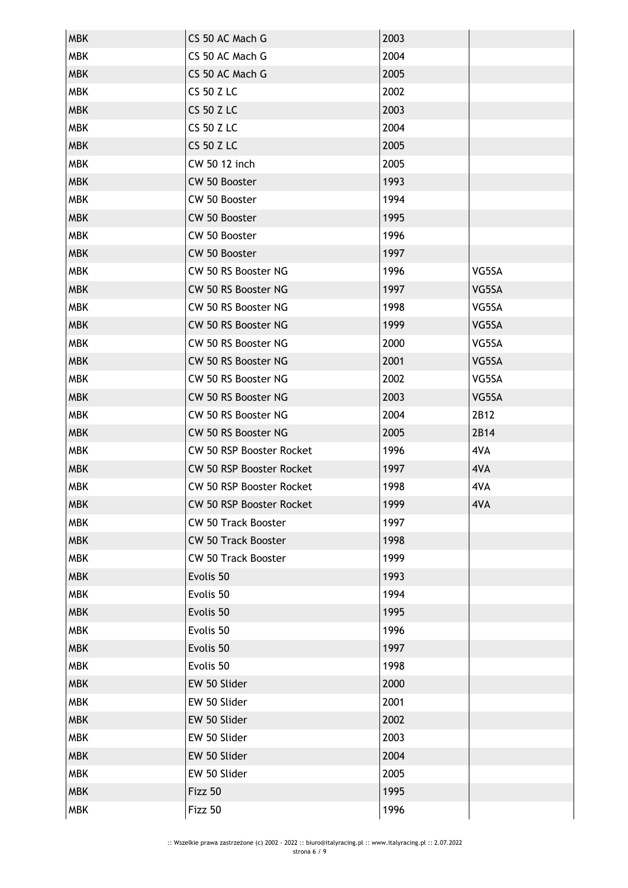| MBK | CS 50 AC Mach G | 2003 | |
|---|---|---|---|
| MBK | CS 50 AC Mach G | 2004 | |
| MBK | CS 50 AC Mach G | 2005 | |
| MBK | CS 50 Z LC | 2002 | |
| MBK | CS 50 Z LC | 2003 | |
| MBK | CS 50 Z LC | 2004 | |
| MBK | CS 50 Z LC | 2005 | |
| MBK | CW 50 12 inch | 2005 | |
| MBK | CW 50 Booster | 1993 | |
| MBK | CW 50 Booster | 1994 | |
| MBK | CW 50 Booster | 1995 | |
| MBK | CW 50 Booster | 1996 | |
| MBK | CW 50 Booster | 1997 | |
| MBK | CW 50 RS Booster NG | 1996 | VG5SA |
| MBK | CW 50 RS Booster NG | 1997 | VG5SA |
| MBK | CW 50 RS Booster NG | 1998 | VG5SA |
| MBK | CW 50 RS Booster NG | 1999 | VG5SA |
| MBK | CW 50 RS Booster NG | 2000 | VG5SA |
| MBK | CW 50 RS Booster NG | 2001 | VG5SA |
| MBK | CW 50 RS Booster NG | 2002 | VG5SA |
| MBK | CW 50 RS Booster NG | 2003 | VG5SA |
| MBK | CW 50 RS Booster NG | 2004 | 2B12 |
| MBK | CW 50 RS Booster NG | 2005 | 2B14 |
| MBK | CW 50 RSP Booster Rocket | 1996 | 4VA |
| MBK | CW 50 RSP Booster Rocket | 1997 | 4VA |
| MBK | CW 50 RSP Booster Rocket | 1998 | 4VA |
| MBK | CW 50 RSP Booster Rocket | 1999 | 4VA |
| MBK | CW 50 Track Booster | 1997 | |
| MBK | CW 50 Track Booster | 1998 | |
| MBK | CW 50 Track Booster | 1999 | |
| MBK | Evolis 50 | 1993 | |
| MBK | Evolis 50 | 1994 | |
| MBK | Evolis 50 | 1995 | |
| MBK | Evolis 50 | 1996 | |
| MBK | Evolis 50 | 1997 | |
| MBK | Evolis 50 | 1998 | |
| MBK | EW 50 Slider | 2000 | |
| MBK | EW 50 Slider | 2001 | |
| MBK | EW 50 Slider | 2002 | |
| MBK | EW 50 Slider | 2003 | |
| MBK | EW 50 Slider | 2004 | |
| MBK | EW 50 Slider | 2005 | |
| MBK | Fizz 50 | 1995 | |
| MBK | Fizz 50 | 1996 | |

:: Wszelkie prawa zastrzeżone (c) 2002 - 2022 :: biuro@italyracing.pl :: www.italyracing.pl :: 2.07.2022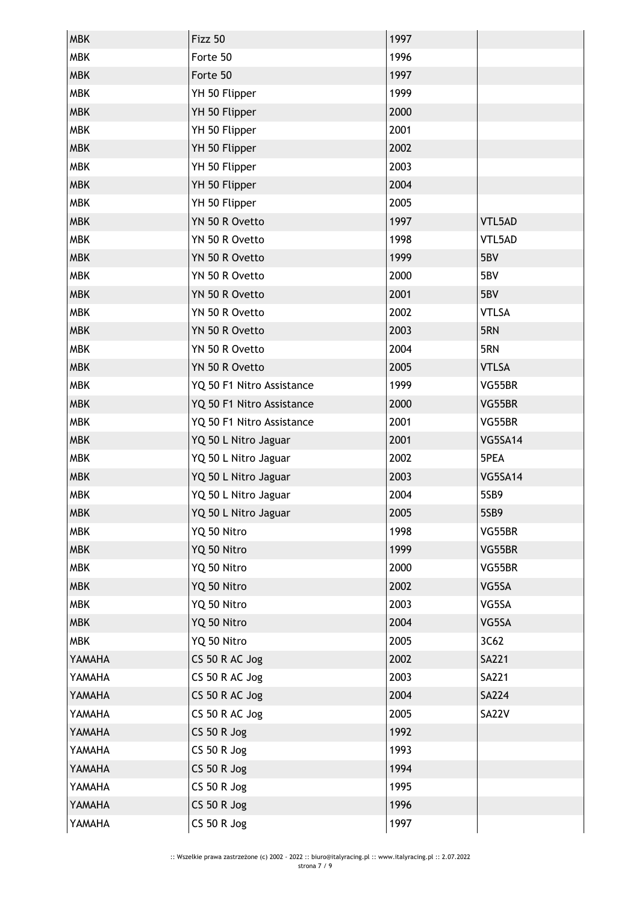| | | | |
|---|---|---|---|
| MBK | Fizz 50 | 1997 | |
| MBK | Forte 50 | 1996 | |
| MBK | Forte 50 | 1997 | |
| MBK | YH 50 Flipper | 1999 | |
| MBK | YH 50 Flipper | 2000 | |
| MBK | YH 50 Flipper | 2001 | |
| MBK | YH 50 Flipper | 2002 | |
| MBK | YH 50 Flipper | 2003 | |
| MBK | YH 50 Flipper | 2004 | |
| MBK | YH 50 Flipper | 2005 | |
| MBK | YN 50 R Ovetto | 1997 | VTL5AD |
| MBK | YN 50 R Ovetto | 1998 | VTL5AD |
| MBK | YN 50 R Ovetto | 1999 | 5BV |
| MBK | YN 50 R Ovetto | 2000 | 5BV |
| MBK | YN 50 R Ovetto | 2001 | 5BV |
| MBK | YN 50 R Ovetto | 2002 | VTLSA |
| MBK | YN 50 R Ovetto | 2003 | 5RN |
| MBK | YN 50 R Ovetto | 2004 | 5RN |
| MBK | YN 50 R Ovetto | 2005 | VTLSA |
| MBK | YQ 50 F1 Nitro Assistance | 1999 | VG55BR |
| MBK | YQ 50 F1 Nitro Assistance | 2000 | VG55BR |
| MBK | YQ 50 F1 Nitro Assistance | 2001 | VG55BR |
| MBK | YQ 50 L Nitro Jaguar | 2001 | VG5SA14 |
| MBK | YQ 50 L Nitro Jaguar | 2002 | 5PEA |
| MBK | YQ 50 L Nitro Jaguar | 2003 | VG5SA14 |
| MBK | YQ 50 L Nitro Jaguar | 2004 | 5SB9 |
| MBK | YQ 50 L Nitro Jaguar | 2005 | 5SB9 |
| MBK | YQ 50 Nitro | 1998 | VG55BR |
| MBK | YQ 50 Nitro | 1999 | VG55BR |
| MBK | YQ 50 Nitro | 2000 | VG55BR |
| MBK | YQ 50 Nitro | 2002 | VG5SA |
| MBK | YQ 50 Nitro | 2003 | VG5SA |
| MBK | YQ 50 Nitro | 2004 | VG5SA |
| MBK | YQ 50 Nitro | 2005 | 3C62 |
| YAMAHA | CS 50 R AC Jog | 2002 | SA221 |
| YAMAHA | CS 50 R AC Jog | 2003 | SA221 |
| YAMAHA | CS 50 R AC Jog | 2004 | SA224 |
| YAMAHA | CS 50 R AC Jog | 2005 | SA22V |
| YAMAHA | CS 50 R Jog | 1992 | |
| YAMAHA | CS 50 R Jog | 1993 | |
| YAMAHA | CS 50 R Jog | 1994 | |
| YAMAHA | CS 50 R Jog | 1995 | |
| YAMAHA | CS 50 R Jog | 1996 | |
| YAMAHA | CS 50 R Jog | 1997 | |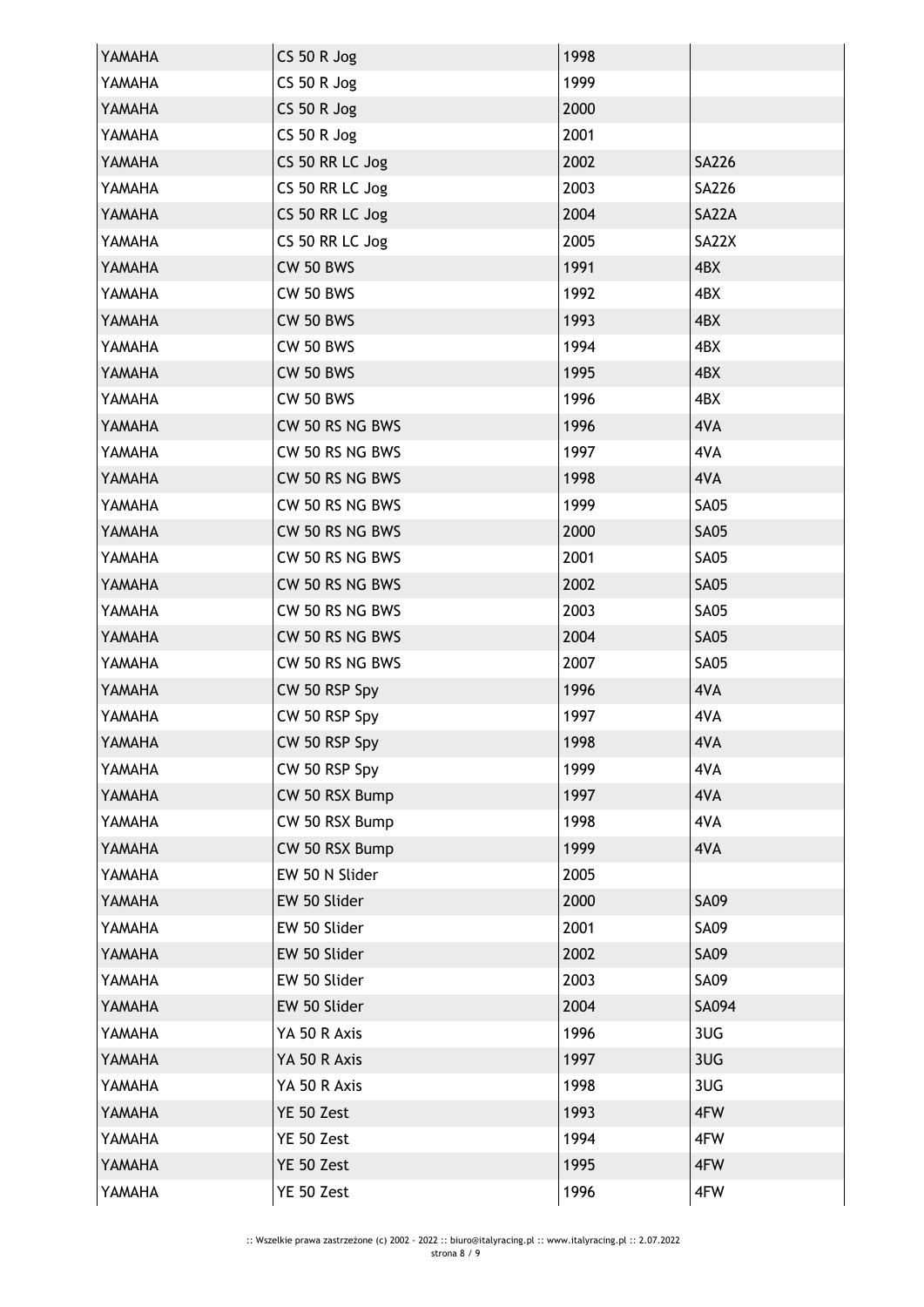| YAMAHA | CS 50 R Jog | 1998 | |
|---|---|---|---|
| YAMAHA | CS 50 R Jog | 1999 | |
| YAMAHA | CS 50 R Jog | 2000 | |
| YAMAHA | CS 50 R Jog | 2001 | |
| YAMAHA | CS 50 RR LC Jog | 2002 | SA226 |
| YAMAHA | CS 50 RR LC Jog | 2003 | SA226 |
| YAMAHA | CS 50 RR LC Jog | 2004 | SA22A |
| YAMAHA | CS 50 RR LC Jog | 2005 | SA22X |
| YAMAHA | CW 50 BWS | 1991 | 4BX |
| YAMAHA | CW 50 BWS | 1992 | 4BX |
| YAMAHA | CW 50 BWS | 1993 | 4BX |
| YAMAHA | CW 50 BWS | 1994 | 4BX |
| YAMAHA | CW 50 BWS | 1995 | 4BX |
| YAMAHA | CW 50 BWS | 1996 | 4BX |
| YAMAHA | CW 50 RS NG BWS | 1996 | 4VA |
| YAMAHA | CW 50 RS NG BWS | 1997 | 4VA |
| YAMAHA | CW 50 RS NG BWS | 1998 | 4VA |
| YAMAHA | CW 50 RS NG BWS | 1999 | SA05 |
| YAMAHA | CW 50 RS NG BWS | 2000 | SA05 |
| YAMAHA | CW 50 RS NG BWS | 2001 | SA05 |
| YAMAHA | CW 50 RS NG BWS | 2002 | SA05 |
| YAMAHA | CW 50 RS NG BWS | 2003 | SA05 |
| YAMAHA | CW 50 RS NG BWS | 2004 | SA05 |
| YAMAHA | CW 50 RS NG BWS | 2007 | SA05 |
| YAMAHA | CW 50 RSP Spy | 1996 | 4VA |
| YAMAHA | CW 50 RSP Spy | 1997 | 4VA |
| YAMAHA | CW 50 RSP Spy | 1998 | 4VA |
| YAMAHA | CW 50 RSP Spy | 1999 | 4VA |
| YAMAHA | CW 50 RSX Bump | 1997 | 4VA |
| YAMAHA | CW 50 RSX Bump | 1998 | 4VA |
| YAMAHA | CW 50 RSX Bump | 1999 | 4VA |
| YAMAHA | EW 50 N Slider | 2005 | |
| YAMAHA | EW 50 Slider | 2000 | SA09 |
| YAMAHA | EW 50 Slider | 2001 | SA09 |
| YAMAHA | EW 50 Slider | 2002 | SA09 |
| YAMAHA | EW 50 Slider | 2003 | SA09 |
| YAMAHA | EW 50 Slider | 2004 | SA094 |
| YAMAHA | YA 50 R Axis | 1996 | 3UG |
| YAMAHA | YA 50 R Axis | 1997 | 3UG |
| YAMAHA | YA 50 R Axis | 1998 | 3UG |
| YAMAHA | YE 50 Zest | 1993 | 4FW |
| YAMAHA | YE 50 Zest | 1994 | 4FW |
| YAMAHA | YE 50 Zest | 1995 | 4FW |
| YAMAHA | YE 50 Zest | 1996 | 4FW |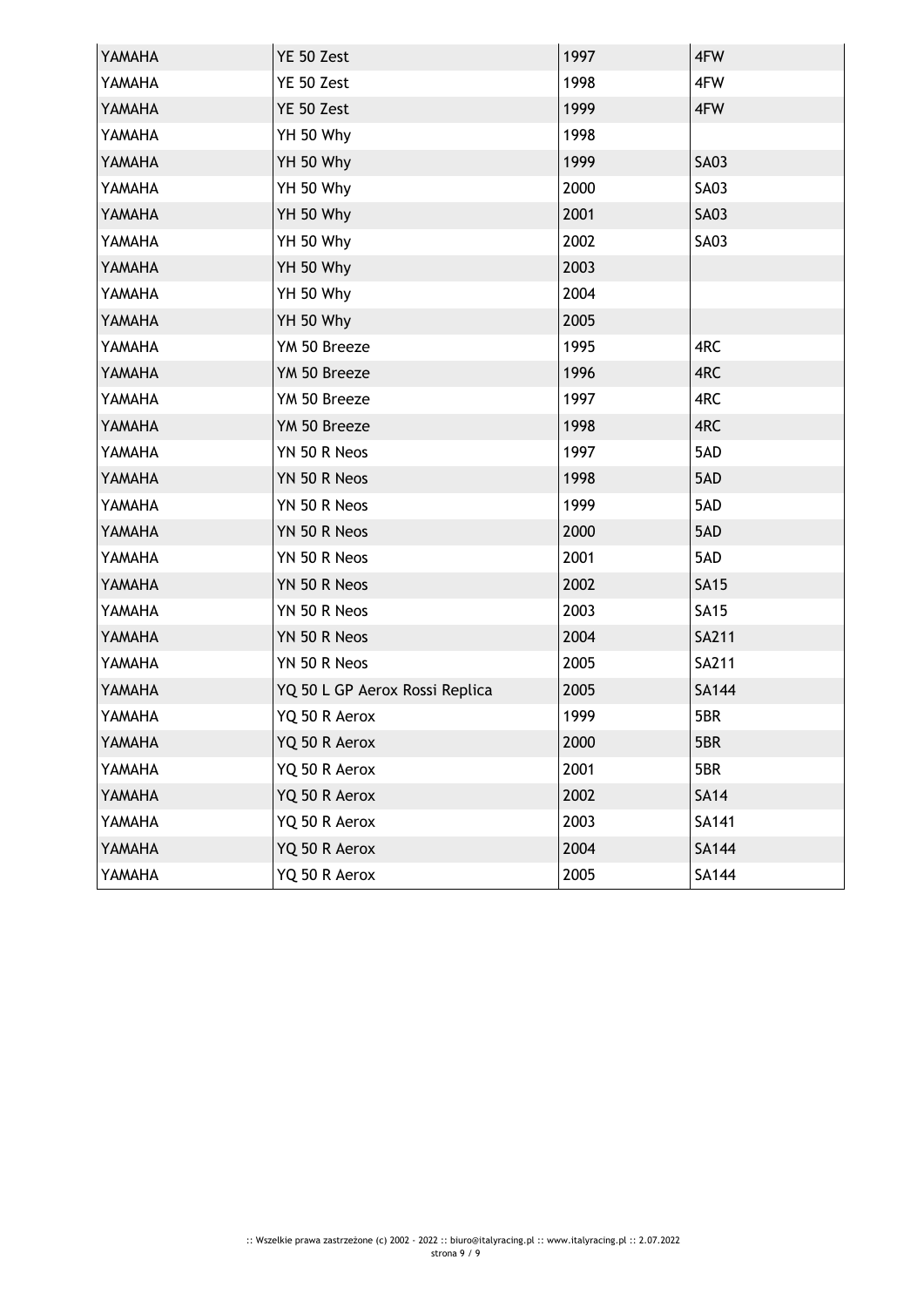| | | | |
|---|---|---|---|
| YAMAHA | YE 50 Zest | 1997 | 4FW |
| YAMAHA | YE 50 Zest | 1998 | 4FW |
| YAMAHA | YE 50 Zest | 1999 | 4FW |
| YAMAHA | YH 50 Why | 1998 | |
| YAMAHA | YH 50 Why | 1999 | SA03 |
| YAMAHA | YH 50 Why | 2000 | SA03 |
| YAMAHA | YH 50 Why | 2001 | SA03 |
| YAMAHA | YH 50 Why | 2002 | SA03 |
| YAMAHA | YH 50 Why | 2003 | |
| YAMAHA | YH 50 Why | 2004 | |
| YAMAHA | YH 50 Why | 2005 | |
| YAMAHA | YM 50 Breeze | 1995 | 4RC |
| YAMAHA | YM 50 Breeze | 1996 | 4RC |
| YAMAHA | YM 50 Breeze | 1997 | 4RC |
| YAMAHA | YM 50 Breeze | 1998 | 4RC |
| YAMAHA | YN 50 R Neos | 1997 | 5AD |
| YAMAHA | YN 50 R Neos | 1998 | 5AD |
| YAMAHA | YN 50 R Neos | 1999 | 5AD |
| YAMAHA | YN 50 R Neos | 2000 | 5AD |
| YAMAHA | YN 50 R Neos | 2001 | 5AD |
| YAMAHA | YN 50 R Neos | 2002 | SA15 |
| YAMAHA | YN 50 R Neos | 2003 | SA15 |
| YAMAHA | YN 50 R Neos | 2004 | SA211 |
| YAMAHA | YN 50 R Neos | 2005 | SA211 |
| YAMAHA | YQ 50 L GP Aerox Rossi Replica | 2005 | SA144 |
| YAMAHA | YQ 50 R Aerox | 1999 | 5BR |
| YAMAHA | YQ 50 R Aerox | 2000 | 5BR |
| YAMAHA | YQ 50 R Aerox | 2001 | 5BR |
| YAMAHA | YQ 50 R Aerox | 2002 | SA14 |
| YAMAHA | YQ 50 R Aerox | 2003 | SA141 |
| YAMAHA | YQ 50 R Aerox | 2004 | SA144 |
| YAMAHA | YQ 50 R Aerox | 2005 | SA144 |